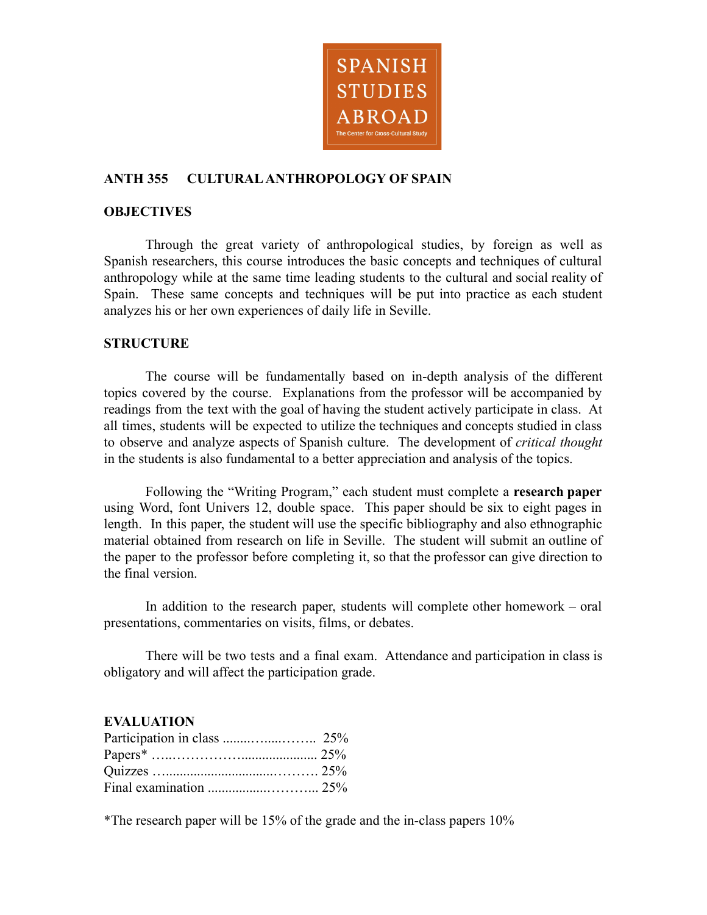SPANISH STUDIES ABROAD

The Center for Cross-Cultural Study

## ANTH 355 CULTURAL ANTHROPOLOGY OF SPAIN

### OBJECTIVES

Through the great variety of anthropological studies, by foreign as well as Spanish researchers, this course introduces the basic concepts and techniques of cultural anthropology while at the same time leading students to the cultural and social reality of Spain. These same concepts and techniques will be put into practice as each student analyzes his or her own experiences of daily life in Seville.

### STRUCTURE

The course will be fundamentally based on in-depth analysis of the different topics covered by the course. Explanations from the professor will be accompanied by readings from the text with the goal of having the student actively participate in class. At all times, students will be expected to utilize the techniques and concepts studied in class to observe and analyze aspects of Spanish culture. The development of *critical thought* in the students is also fundamental to a better appreciation and analysis of the topics.

Following the "Writing Program," each student must complete a **research paper** using Word, font Univers 12, double space. This paper should be six to eight pages in length. In this paper, the student will use the specific bibliography and also ethnographic material obtained from research on life in Seville. The student will submit an outline of the paper to the professor before completing it, so that the professor can give direction to the final version.

In addition to the research paper, students will complete other homework – oral presentations, commentaries on visits, films, or debates.

There will be two tests and a final exam. Attendance and participation in class is obligatory and will affect the participation grade.

### EVALUATION

Participation in class ........…....…….. 25%
Papers* …..……………...................... 25%
Quizzes …..............................………. 25%
Final examination ................………... 25%

*The research paper will be 15% of the grade and the in-class papers 10%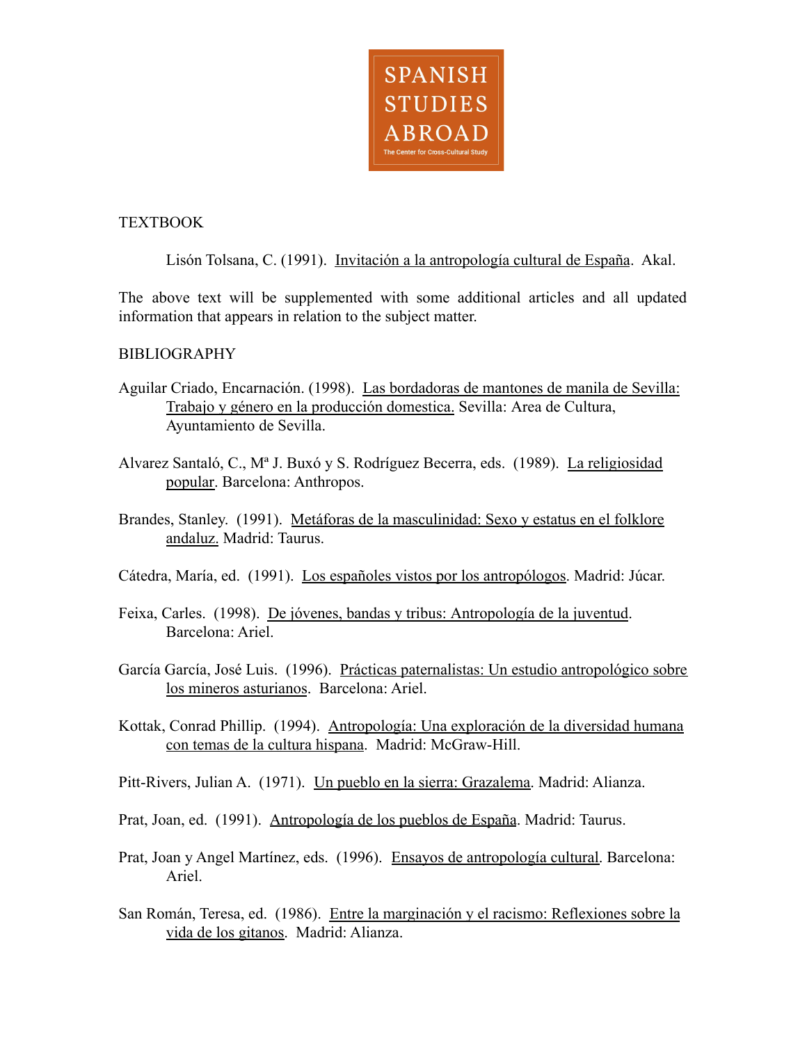TEXTBOOK

Lisón Tolsana, C. (1991). Invitación a la antropología cultural de España. Akal.

The above text will be supplemented with some additional articles and all updated information that appears in relation to the subject matter.

BIBLIOGRAPHY

Aguilar Criado, Encarnación. (1998). Las bordadoras de mantones de manila de Sevilla: Trabajo y género en la producción domestica. Sevilla: Area de Cultura, Ayuntamiento de Sevilla.

Alvarez Santaló, C., Mª J. Buxó y S. Rodríguez Becerra, eds. (1989). La religiosidad popular. Barcelona: Anthropos.

Brandes, Stanley. (1991). Metáforas de la masculinidad: Sexo y estatus en el folklore andaluz. Madrid: Taurus.

Cátedra, María, ed. (1991). Los españoles vistos por los antropólogos. Madrid: Júcar.

Feixa, Carles. (1998). De jóvenes, bandas y tribus: Antropología de la juventud. Barcelona: Ariel.

García García, José Luis. (1996). Prácticas paternalistas: Un estudio antropológico sobre los mineros asturianos. Barcelona: Ariel.

Kottak, Conrad Phillip. (1994). Antropología: Una exploración de la diversidad humana con temas de la cultura hispana. Madrid: McGraw-Hill.

Pitt-Rivers, Julian A. (1971). Un pueblo en la sierra: Grazalema. Madrid: Alianza.

Prat, Joan, ed. (1991). Antropología de los pueblos de España. Madrid: Taurus.

Prat, Joan y Angel Martínez, eds. (1996). Ensayos de antropología cultural. Barcelona: Ariel.

San Román, Teresa, ed. (1986). Entre la marginación y el racismo: Reflexiones sobre la vida de los gitanos. Madrid: Alianza.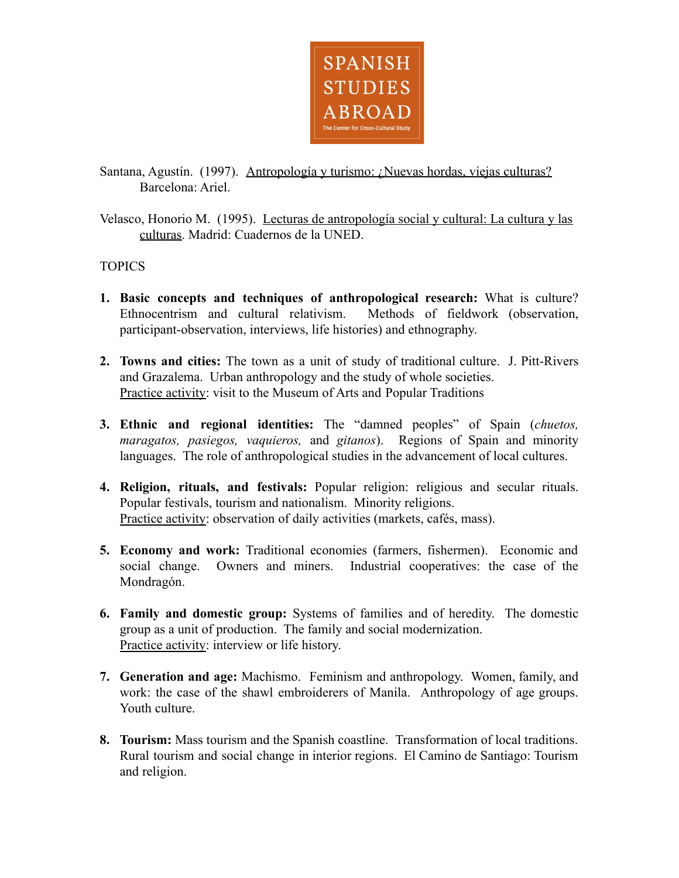Santana, Agustín. (1997). Antropología y turismo: ¿Nuevas hordas, viejas culturas? Barcelona: Ariel.

Velasco, Honorio M. (1995). Lecturas de antropología social y cultural: La cultura y las culturas. Madrid: Cuadernos de la UNED.

TOPICS

1. **Basic concepts and techniques of anthropological research:** What is culture? Ethnocentrism and cultural relativism. Methods of fieldwork (observation, participant-observation, interviews, life histories) and ethnography.

2. **Towns and cities:** The town as a unit of study of traditional culture. J. Pitt-Rivers and Grazalema. Urban anthropology and the study of whole societies.
   Practice activity: visit to the Museum of Arts and Popular Traditions

3. **Ethnic and regional identities:** The "damned peoples" of Spain (*chuetos, maragatos, pasiegos, vaquieros,* and *gitanos*). Regions of Spain and minority languages. The role of anthropological studies in the advancement of local cultures.

4. **Religion, rituals, and festivals:** Popular religion: religious and secular rituals. Popular festivals, tourism and nationalism. Minority religions.
   Practice activity: observation of daily activities (markets, cafés, mass).

5. **Economy and work:** Traditional economies (farmers, fishermen). Economic and social change. Owners and miners. Industrial cooperatives: the case of the Mondragón.

6. **Family and domestic group:** Systems of families and of heredity. The domestic group as a unit of production. The family and social modernization.
   Practice activity: interview or life history.

7. **Generation and age:** Machismo. Feminism and anthropology. Women, family, and work: the case of the shawl embroiderers of Manila. Anthropology of age groups. Youth culture.

8. **Tourism:** Mass tourism and the Spanish coastline. Transformation of local traditions. Rural tourism and social change in interior regions. El Camino de Santiago: Tourism and religion.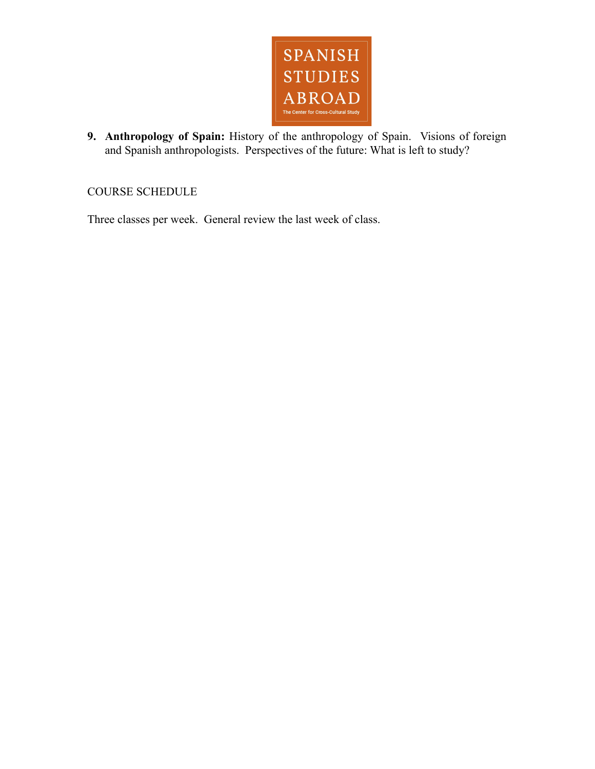9. **Anthropology of Spain:** History of the anthropology of Spain. Visions of foreign and Spanish anthropologists. Perspectives of the future: What is left to study?

COURSE SCHEDULE

Three classes per week. General review the last week of class.